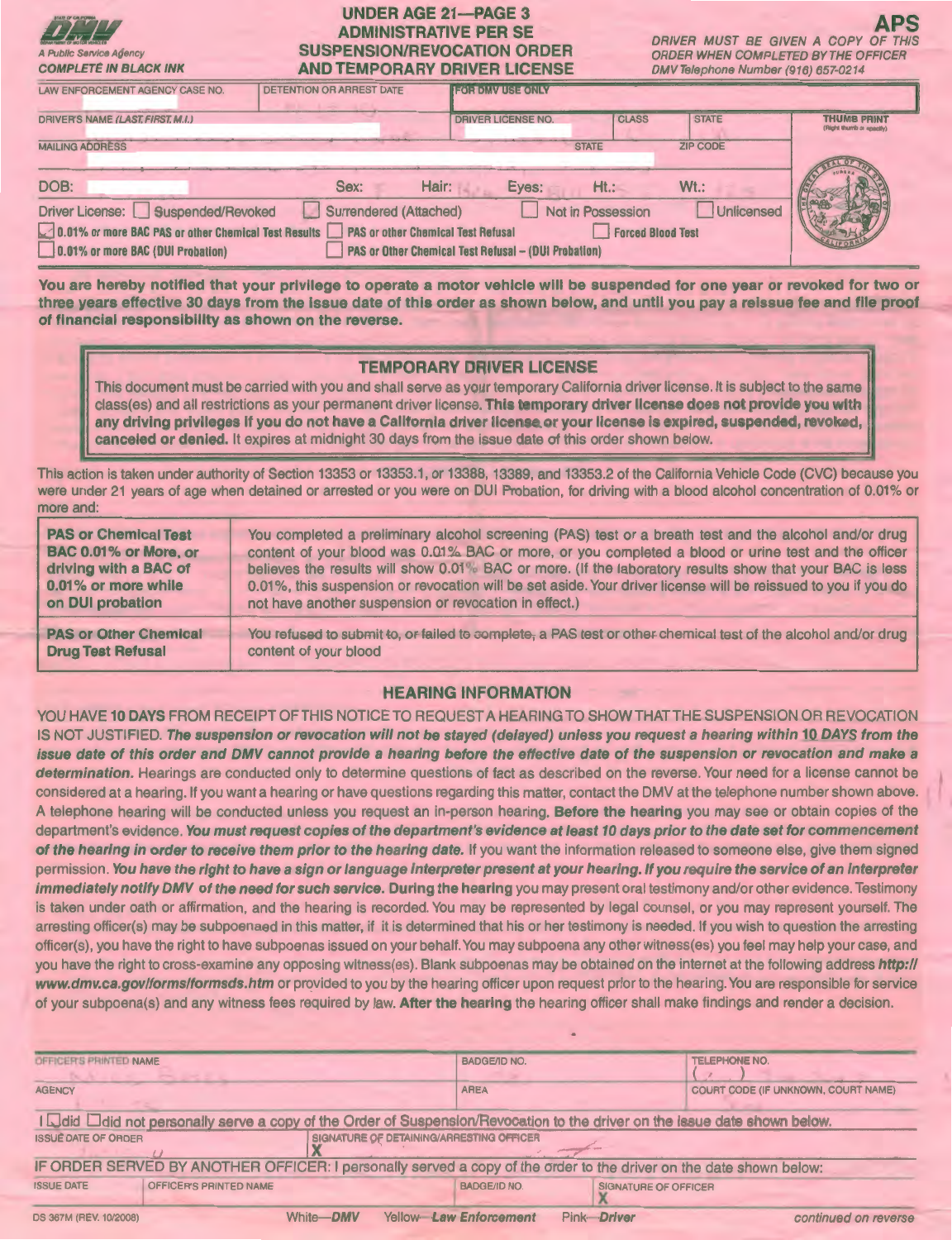STATE OF CALIFORNIA DMV DEPARTMENT OF MOTOR VEHICLES

A Public Service Agency

*COMPLETE IN BLACK INK*

# UNDER AGE 21—PAGE 3 ADMINISTRATIVE PER SE SUSPENSION/REVOCATION ORDER AND TEMPORARY DRIVER LICENSE

**APS**

*DRIVER MUST BE GIVEN A COPY OF THIS ORDER WHEN COMPLETED BY THE OFFICER*

*DMV Telephone Number (916) 657-0214*

| LAW ENFORCEMENT AGENCY CASE NO. | DETENTION OR ARREST DATE | FOR DMV USE ONLY | | |
|---|---|---|---|---|
| DRIVER'S NAME *(LAST, FIRST, M.I.)* | | DRIVER LICENSE NO. | CLASS | STATE |
| MAILING ADDRESS | | STATE | ZIP CODE | |

THUMB PRINT (Right thumb or specify)

DOB: Sex: Hair: Eyes: Ht.: Wt.:

Driver License: ☐ Suspended/Revoked ☐ Surrendered (Attached) ☐ Not in Possession ☐ Unlicensed

☑ 0.01% or more BAC PAS or other Chemical Test Results ☐ PAS or other Chemical Test Refusal ☐ Forced Blood Test

☐ 0.01% or more BAC (DUI Probation) ☐ PAS or Other Chemical Test Refusal – (DUI Probation)

**You are hereby notified that your privilege to operate a motor vehicle will be suspended for one year or revoked for two or three years effective 30 days from the issue date of this order as shown below, and until you pay a reissue fee and file proof of financial responsibility as shown on the reverse.**

## TEMPORARY DRIVER LICENSE

This document must be carried with you and shall serve as your temporary California driver license. It is subject to the same class(es) and all restrictions as your permanent driver license. **This temporary driver license does not provide you with any driving privileges if you do not have a California driver license or your license is expired, suspended, revoked, canceled or denied.** It expires at midnight 30 days from the issue date of this order shown below.

This action is taken under authority of Section 13353 or 13353.1, or 13388, 13389, and 13353.2 of the California Vehicle Code (CVC) because you were under 21 years of age when detained or arrested or you were on DUI Probation, for driving with a blood alcohol concentration of 0.01% or more and:

| | |
|---|---|
| **PAS or Chemical Test BAC 0.01% or More, or driving with a BAC of 0.01% or more while on DUI probation** | You completed a preliminary alcohol screening (PAS) test or a breath test and the alcohol and/or drug content of your blood was 0.01% BAC or more, or you completed a blood or urine test and the officer believes the results will show 0.01% BAC or more. (If the laboratory results show that your BAC is less 0.01%, this suspension or revocation will be set aside. Your driver license will be reissued to you if you do not have another suspension or revocation in effect.) |
| **PAS or Other Chemical Drug Test Refusal** | You refused to submit to, or failed to complete, a PAS test or other chemical test of the alcohol and/or drug content of your blood |

## HEARING INFORMATION

YOU HAVE **10 DAYS** FROM RECEIPT OF THIS NOTICE TO REQUEST A HEARING TO SHOW THAT THE SUSPENSION OR REVOCATION IS NOT JUSTIFIED. ***The suspension or revocation will not be stayed (delayed) unless you request a hearing within 10 DAYS from the issue date of this order and DMV cannot provide a hearing before the effective date of the suspension or revocation and make a determination.*** Hearings are conducted only to determine questions of fact as described on the reverse. Your need for a license cannot be considered at a hearing. If you want a hearing or have questions regarding this matter, contact the DMV at the telephone number shown above. A telephone hearing will be conducted unless you request an in-person hearing. **Before the hearing** you may see or obtain copies of the department's evidence. ***You must request copies of the department's evidence at least 10 days prior to the date set for commencement of the hearing in order to receive them prior to the hearing date.*** If you want the information released to someone else, give them signed permission. ***You have the right to have a sign or language interpreter present at your hearing. If you require the service of an interpreter immediately notify DMV of the need for such service.*** **During the hearing** you may present oral testimony and/or other evidence. Testimony is taken under oath or affirmation, and the hearing is recorded. You may be represented by legal counsel, or you may represent yourself. The arresting officer(s) may be subpoenaed in this matter, if it is determined that his or her testimony is needed. If you wish to question the arresting officer(s), you have the right to have subpoenas issued on your behalf. You may subpoena any other witness(es) you feel may help your case, and you have the right to cross-examine any opposing witness(es). Blank subpoenas may be obtained on the internet at the following address ***http://www.dmv.ca.gov/forms/formsds.htm*** or provided to you by the hearing officer upon request prior to the hearing. You are responsible for service of your subpoena(s) and any witness fees required by law. **After the hearing** the hearing officer shall make findings and render a decision.

| OFFICER'S PRINTED NAME | BADGE/ID NO. | TELEPHONE NO. ( ) |
|---|---|---|
| AGENCY | AREA | COURT CODE (IF UNKNOWN, COURT NAME) |

I ☐ did ☐ did not personally serve a copy of the Order of Suspension/Revocation to the driver on the issue date shown below.

| ISSUE DATE OF ORDER | SIGNATURE OF DETAINING/ARRESTING OFFICER X |
|---|---|

IF ORDER SERVED BY ANOTHER OFFICER: I personally served a copy of the order to the driver on the date shown below:

| ISSUE DATE | OFFICER'S PRINTED NAME | BADGE/ID NO. | SIGNATURE OF OFFICER X |
|---|---|---|---|

DS 367M (REV. 10/2008) White—*DMV* Yellow—*Law Enforcement* Pink—*Driver* *continued on reverse*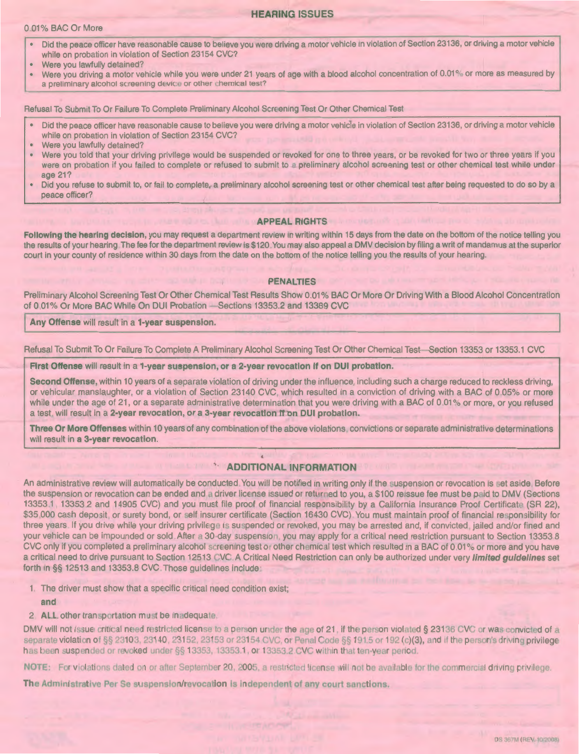## HEARING ISSUES

0.01% BAC Or More

- Did the peace officer have reasonable cause to believe you were driving a motor vehicle in violation of Section 23136, or driving a motor vehicle while on probation in violation of Section 23154 CVC?
- Were you lawfully detained?
- Were you driving a motor vehicle while you were under 21 years of age with a blood alcohol concentration of 0.01% or more as measured by a preliminary alcohol screening device or other chemical test?

Refusal To Submit To Or Failure To Complete Preliminary Alcohol Screening Test Or Other Chemical Test

- Did the peace officer have reasonable cause to believe you were driving a motor vehicle in violation of Section 23136, or driving a motor vehicle while on probation in violation of Section 23154 CVC?
- Were you lawfully detained?
- Were you told that your driving privilege would be suspended or revoked for one to three years, or be revoked for two or three years if you were on probation if you failed to complete or refused to submit to a preliminary alcohol screening test or other chemical test while under age 21?
- Did you refuse to submit to, or fail to complete, a preliminary alcohol screening test or other chemical test after being requested to do so by a peace officer?

## APPEAL RIGHTS

**Following the hearing decision,** you may request a department review in writing within 15 days from the date on the bottom of the notice telling you the results of your hearing. The fee for the department review is $120. You may also appeal a DMV decision by filing a writ of mandamus at the superior court in your county of residence within 30 days from the date on the bottom of the notice telling you the results of your hearing.

## PENALTIES

Preliminary Alcohol Screening Test Or Other Chemical Test Results Show 0.01% BAC Or More Or Driving With a Blood Alcohol Concentration of 0.01% Or More BAC While On DUI Probation —Sections 13353.2 and 13389 CVC

**Any Offense** will result in a **1-year suspension.**

Refusal To Submit To Or Failure To Complete A Preliminary Alcohol Screening Test Or Other Chemical Test—Section 13353 or 13353.1 CVC

**First Offense will result in a 1-year suspension, or a 2-year revocation if on DUI probation.**

**Second Offense,** within 10 years of a separate violation of driving under the influence, including such a charge reduced to reckless driving, or vehicular manslaughter, or a violation of Section 23140 CVC, which resulted in a conviction of driving with a BAC of 0.05% or more while under the age of 21, or a separate administrative determination that you were driving with a BAC of 0.01% or more, or you refused a test, will result in a **2-year revocation, or a 3-year revocation if on DUI probation.**

**Three Or More Offenses** within 10 years of any combination of the above violations, convictions or separate administrative determinations will result in a **3-year revocation.**

## ADDITIONAL INFORMATION

An administrative review will automatically be conducted. You will be notified in writing only if the suspension or revocation is set aside. Before the suspension or revocation can be ended and a driver license issued or returned to you, a $100 reissue fee must be paid to DMV (Sections 13353.1, 13353.2 and 14905 CVC) and you must file proof of financial responsibility by a California Insurance Proof Certificate (SR 22), $35,000 cash deposit, or surety bond, or self insurer certificate (Section 16430 CVC). You must maintain proof of financial responsibility for three years. If you drive while your driving privilege is suspended or revoked, you may be arrested and, if convicted, jailed and/or fined and your vehicle can be impounded or sold. After a 30-day suspension, you may apply for a critical need restriction pursuant to Section 13353.8 CVC only if you completed a preliminary alcohol screening test or other chemical test which resulted in a BAC of 0.01% or more and you have a critical need to drive pursuant to Section 12513 CVC. A Critical Need Restriction can only be authorized under very ***limited guidelines*** set forth in §§ 12513 and 13353.8 CVC. Those guidelines include:

1. The driver must show that a specific critical need condition exist;

   **and**

2. **ALL** other transportation must be inadequate.

DMV will not issue critical need restricted license to a person under the age of 21, if the person violated § 23136 CVC or was convicted of a separate violation of §§ 23103, 23140, 23152, 23153 or 23154 CVC, or Penal Code §§ 191.5 or 192 (c)(3), and if the person's driving privilege has been suspended or revoked under §§ 13353, 13353.1, or 13353.2 CVC within that ten-year period.

**NOTE:** For violations dated on or after September 20, 2005, a restricted license will not be available for the commercial driving privilege.

**The Administrative Per Se suspension/revocation is independent of any court sanctions.**

DS 367M (REV. 10/2008)